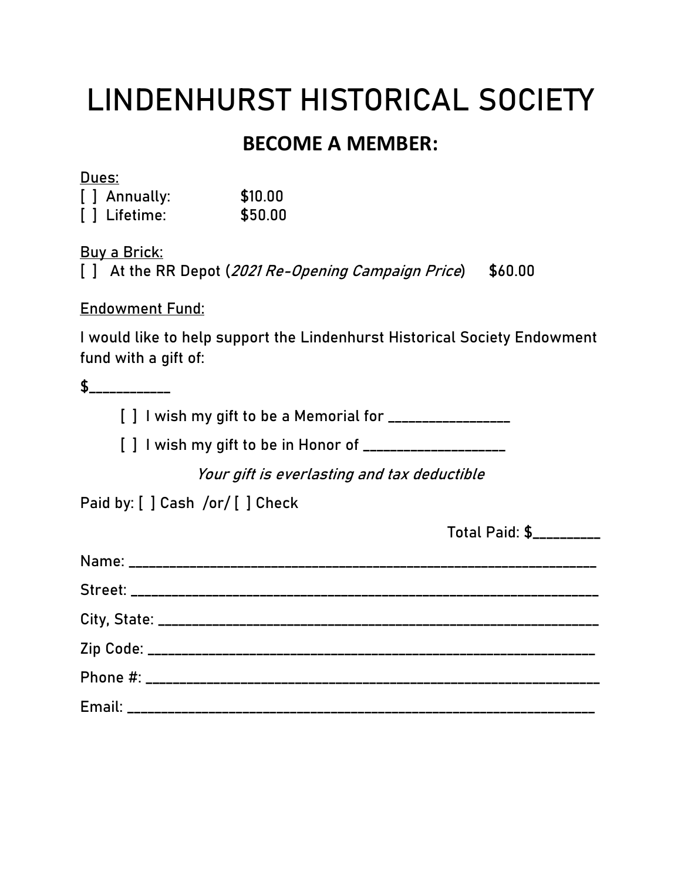# LINDENHURST HISTORICAL SOCIETY

## BECOME A MEMBER:

Dues:

[ ] Annually: $10.00

[ ] Lifetime: $50.00

Buy a Brick:

[ ] At the RR Depot (*2021 Re-Opening Campaign Price*) $60.00

Endowment Fund:

I would like to help support the Lindenhurst Historical Society Endowment fund with a gift of:

$___________

[ ] I wish my gift to be a Memorial for ________________

[ ] I wish my gift to be in Honor of ___________________

*Your gift is everlasting and tax deductible*

Paid by: [ ] Cash /or/ [ ] Check

Total Paid: $_________

Name: ________________________________________________________________

Street: ________________________________________________________________

City, State: ____________________________________________________________

Zip Code: ______________________________________________________________

Phone #: _______________________________________________________________

Email: ________________________________________________________________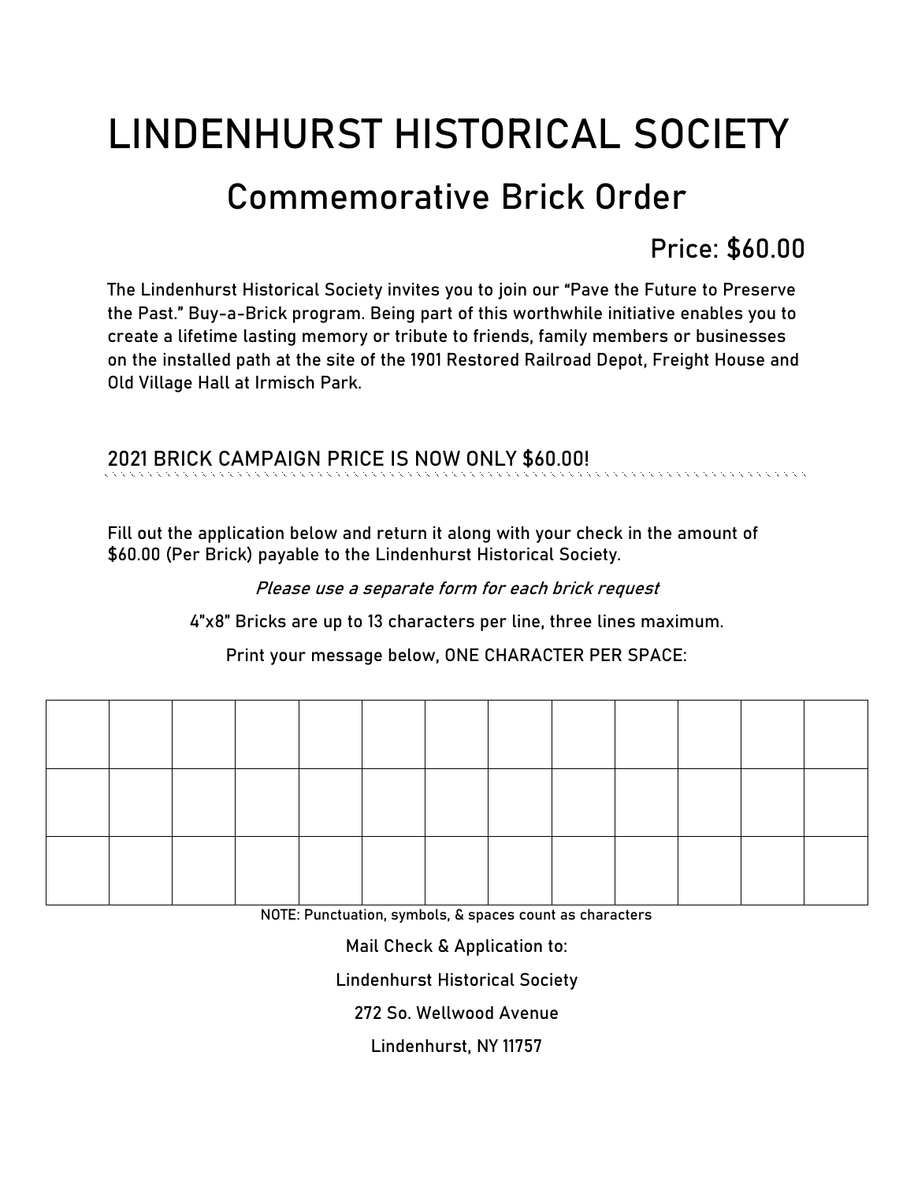# LINDENHURST HISTORICAL SOCIETY

## Commemorative Brick Order

**Price: $60.00**

The Lindenhurst Historical Society invites you to join our "Pave the Future to Preserve the Past." Buy-a-Brick program. Being part of this worthwhile initiative enables you to create a lifetime lasting memory or tribute to friends, family members or businesses on the installed path at the site of the 1901 Restored Railroad Depot, Freight House and Old Village Hall at Irmisch Park.

### 2021 BRICK CAMPAIGN PRICE IS NOW ONLY $60.00!

Fill out the application below and return it along with your check in the amount of $60.00 (Per Brick) payable to the Lindenhurst Historical Society.

*Please use a separate form for each brick request*

4"x8" Bricks are up to 13 characters per line, three lines maximum.

Print your message below, ONE CHARACTER PER SPACE:

| | | | | | | | | | | | | |
|---|---|---|---|---|---|---|---|---|---|---|---|---|
| | | | | | | | | | | | | |
| | | | | | | | | | | | | |
| | | | | | | | | | | | | |

NOTE: Punctuation, symbols, & spaces count as characters

Mail Check & Application to:

Lindenhurst Historical Society

272 So. Wellwood Avenue

Lindenhurst, NY 11757